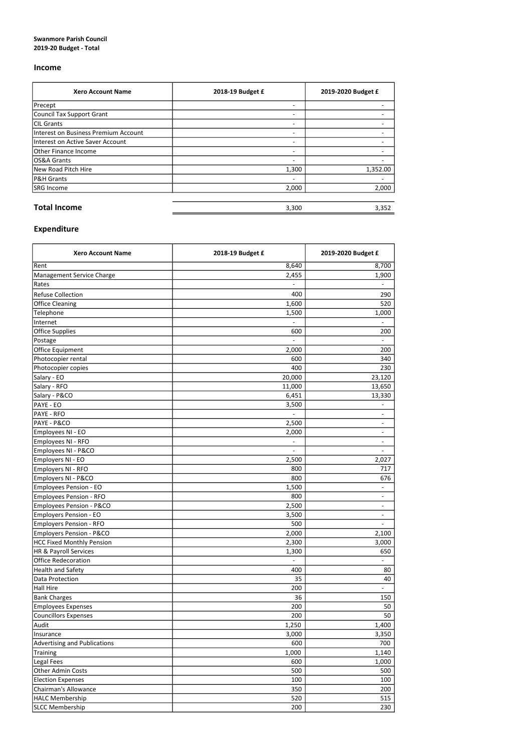**Swanmore Parish Council**
**2019-20 Budget - Total**

## Income

| Xero Account Name | 2018-19 Budget £ | 2019-2020 Budget £ |
|---|---|---|
| Precept | - | - |
| Council Tax Support Grant | - | - |
| CIL Grants | - | - |
| Interest on Business Premium Account | - | - |
| Interest on Active Saver Account | - | - |
| Other Finance Income | - | - |
| OS&A Grants | - | - |
| New Road Pitch Hire | 1,300 | 1,352.00 |
| P&H Grants | - | - |
| SRG Income | 2,000 | 2,000 |
| **Total Income** | 3,300 | 3,352 |

## Expenditure

| Xero Account Name | 2018-19 Budget £ | 2019-2020 Budget £ |
|---|---|---|
| Rent | 8,640 | 8,700 |
| Management Service Charge | 2,455 | 1,900 |
| Rates | - | - |
| Refuse Collection | 400 | 290 |
| Office Cleaning | 1,600 | 520 |
| Telephone | 1,500 | 1,000 |
| Internet | - | - |
| Office Supplies | 600 | 200 |
| Postage | - | - |
| Office Equipment | 2,000 | 200 |
| Photocopier rental | 600 | 340 |
| Photocopier copies | 400 | 230 |
| Salary - EO | 20,000 | 23,120 |
| Salary - RFO | 11,000 | 13,650 |
| Salary - P&CO | 6,451 | 13,330 |
| PAYE - EO | 3,500 | - |
| PAYE - RFO | - | - |
| PAYE - P&CO | 2,500 | - |
| Employees NI - EO | 2,000 | - |
| Employees NI - RFO | - | - |
| Employees NI - P&CO | - | - |
| Employers NI - EO | 2,500 | 2,027 |
| Employers NI - RFO | 800 | 717 |
| Employers NI - P&CO | 800 | 676 |
| Employees Pension - EO | 1,500 | - |
| Employees Pension - RFO | 800 | - |
| Employees Pension - P&CO | 2,500 | - |
| Employers Pension - EO | 3,500 | - |
| Employers Pension - RFO | 500 | - |
| Employers Pension - P&CO | 2,000 | 2,100 |
| HCC Fixed Monthly Pension | 2,300 | 3,000 |
| HR & Payroll Services | 1,300 | 650 |
| Office Redecoration | - | - |
| Health and Safety | 400 | 80 |
| Data Protection | 35 | 40 |
| Hall Hire | 200 | - |
| Bank Charges | 36 | 150 |
| Employees Expenses | 200 | 50 |
| Councillors Expenses | 200 | 50 |
| Audit | 1,250 | 1,400 |
| Insurance | 3,000 | 3,350 |
| Advertising and Publications | 600 | 700 |
| Training | 1,000 | 1,140 |
| Legal Fees | 600 | 1,000 |
| Other Admin Costs | 500 | 500 |
| Election Expenses | 100 | 100 |
| Chairman's Allowance | 350 | 200 |
| HALC Membership | 520 | 515 |
| SLCC Membership | 200 | 230 |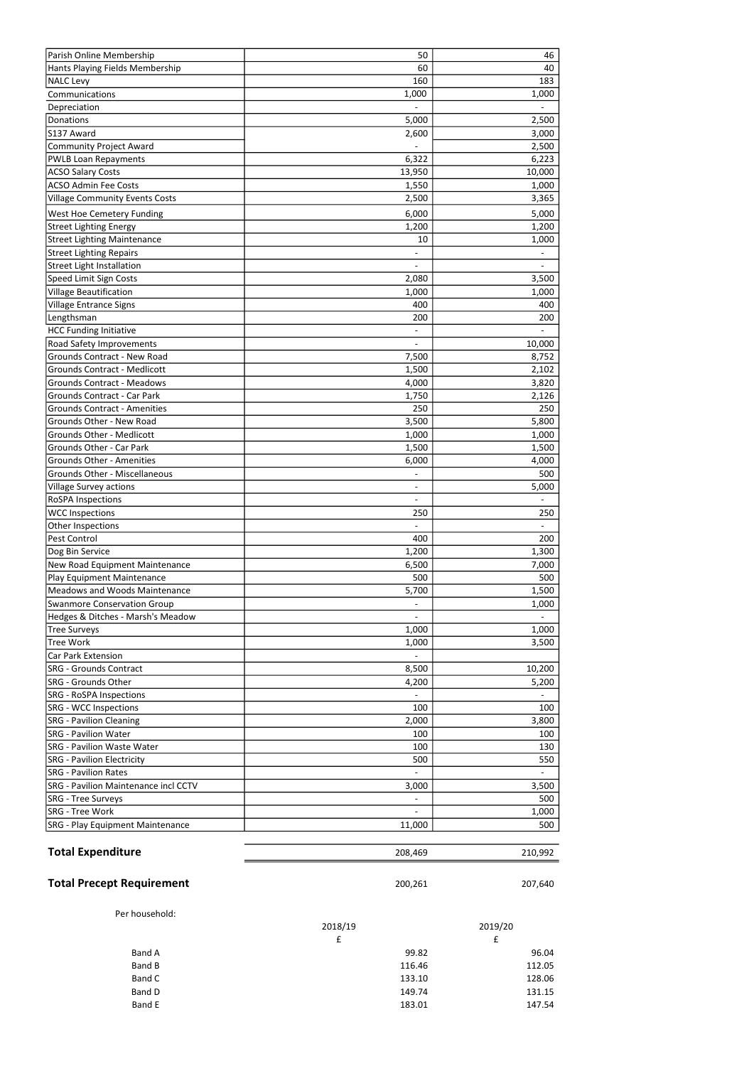| | | |
|---|---|---|
| Parish Online Membership | 50 | 46 |
| Hants Playing Fields Membership | 60 | 40 |
| NALC Levy | 160 | 183 |
| Communications | 1,000 | 1,000 |
| Depreciation | - | - |
| Donations | 5,000 | 2,500 |
| S137 Award | 2,600 | 3,000 |
| Community Project Award | - | 2,500 |
| PWLB Loan Repayments | 6,322 | 6,223 |
| ACSO Salary Costs | 13,950 | 10,000 |
| ACSO Admin Fee Costs | 1,550 | 1,000 |
| Village Community Events Costs | 2,500 | 3,365 |
| West Hoe Cemetery Funding | 6,000 | 5,000 |
| Street Lighting Energy | 1,200 | 1,200 |
| Street Lighting Maintenance | 10 | 1,000 |
| Street Lighting Repairs | - | - |
| Street Light Installation | - | - |
| Speed Limit Sign Costs | 2,080 | 3,500 |
| Village Beautification | 1,000 | 1,000 |
| Village Entrance Signs | 400 | 400 |
| Lengthsman | 200 | 200 |
| HCC Funding Initiative | - | - |
| Road Safety Improvements | - | 10,000 |
| Grounds Contract - New Road | 7,500 | 8,752 |
| Grounds Contract - Medlicott | 1,500 | 2,102 |
| Grounds Contract - Meadows | 4,000 | 3,820 |
| Grounds Contract - Car Park | 1,750 | 2,126 |
| Grounds Contract - Amenities | 250 | 250 |
| Grounds Other - New Road | 3,500 | 5,800 |
| Grounds Other - Medlicott | 1,000 | 1,000 |
| Grounds Other - Car Park | 1,500 | 1,500 |
| Grounds Other - Amenities | 6,000 | 4,000 |
| Grounds Other - Miscellaneous | - | 500 |
| Village Survey actions | - | 5,000 |
| RoSPA Inspections | - | - |
| WCC Inspections | 250 | 250 |
| Other Inspections | - | - |
| Pest Control | 400 | 200 |
| Dog Bin Service | 1,200 | 1,300 |
| New Road Equipment Maintenance | 6,500 | 7,000 |
| Play Equipment Maintenance | 500 | 500 |
| Meadows and Woods Maintenance | 5,700 | 1,500 |
| Swanmore Conservation Group | - | 1,000 |
| Hedges & Ditches - Marsh's Meadow | - | - |
| Tree Surveys | 1,000 | 1,000 |
| Tree Work | 1,000 | 3,500 |
| Car Park Extension | - | |
| SRG - Grounds Contract | 8,500 | 10,200 |
| SRG - Grounds Other | 4,200 | 5,200 |
| SRG - RoSPA Inspections | - | - |
| SRG - WCC Inspections | 100 | 100 |
| SRG - Pavilion Cleaning | 2,000 | 3,800 |
| SRG - Pavilion Water | 100 | 100 |
| SRG - Pavilion Waste Water | 100 | 130 |
| SRG - Pavilion Electricity | 500 | 550 |
| SRG - Pavilion Rates | - | - |
| SRG - Pavilion Maintenance incl CCTV | 3,000 | 3,500 |
| SRG - Tree Surveys | - | 500 |
| SRG - Tree Work | - | 1,000 |
| SRG - Play Equipment Maintenance | 11,000 | 500 |
| **Total Expenditure** | 208,469 | 210,992 |
| **Total Precept Requirement** | 200,261 | 207,640 |

Per household:

| | 2018/19 | 2019/20 |
|---|---|---|
| | £ | £ |
| Band A | 99.82 | 96.04 |
| Band B | 116.46 | 112.05 |
| Band C | 133.10 | 128.06 |
| Band D | 149.74 | 131.15 |
| Band E | 183.01 | 147.54 |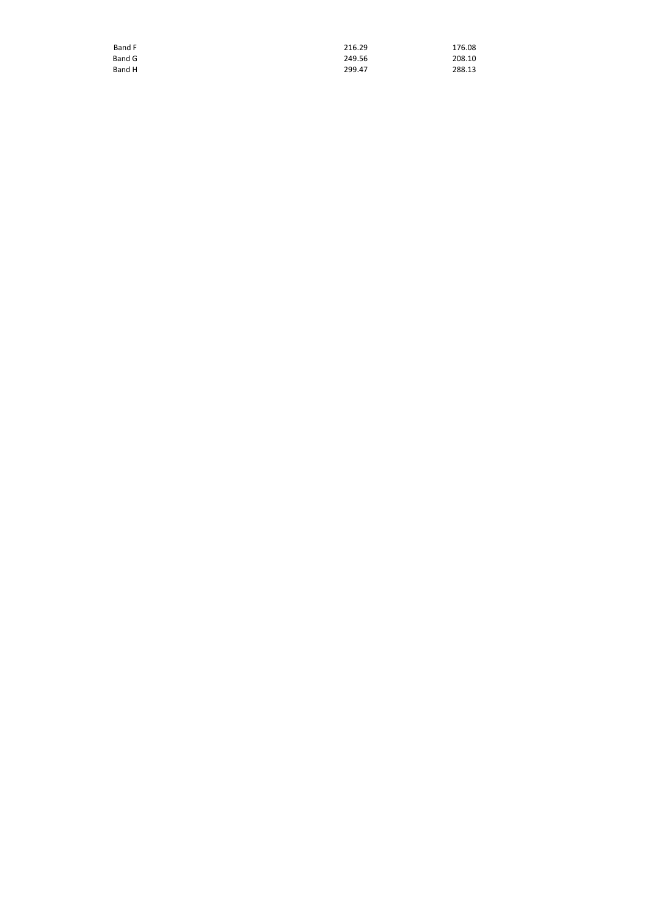| | | |
|---|---|---|
| Band F | 216.29 | 176.08 |
| Band G | 249.56 | 208.10 |
| Band H | 299.47 | 288.13 |